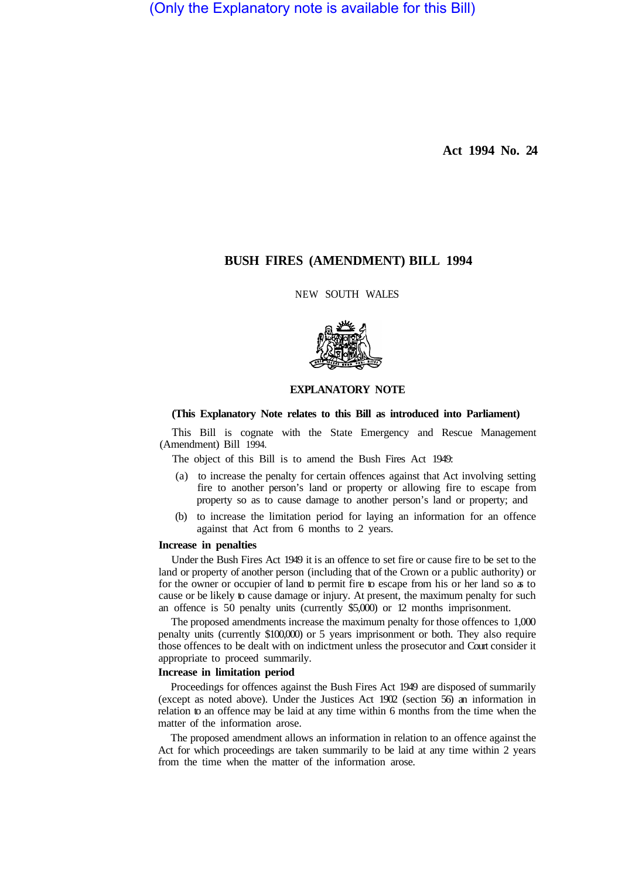(Only the Explanatory note is available for this Bill)

**Act 1994 No. 24**

# BUSH FIRES (AMENDMENT) BILL 1994

NEW SOUTH WALES

## EXPLANATORY NOTE

**(This Explanatory Note relates to this Bill as introduced into Parliament)**

This Bill is cognate with the State Emergency and Rescue Management (Amendment) Bill 1994.

The object of this Bill is to amend the Bush Fires Act 1949:

(a) to increase the penalty for certain offences against that Act involving setting fire to another person's land or property or allowing fire to escape from property so as to cause damage to another person's land or property; and

(b) to increase the limitation period for laying an information for an offence against that Act from 6 months to 2 years.

### Increase in penalties

Under the Bush Fires Act 1949 it is an offence to set fire or cause fire to be set to the land or property of another person (including that of the Crown or a public authority) or for the owner or occupier of land to permit fire to escape from his or her land so as to cause or be likely to cause damage or injury. At present, the maximum penalty for such an offence is 50 penalty units (currently $5,000) or 12 months imprisonment.

The proposed amendments increase the maximum penalty for those offences to 1,000 penalty units (currently $100,000) or 5 years imprisonment or both. They also require those offences to be dealt with on indictment unless the prosecutor and Court consider it appropriate to proceed summarily.

### Increase in limitation period

Proceedings for offences against the Bush Fires Act 1949 are disposed of summarily (except as noted above). Under the Justices Act 1902 (section 56) an information in relation to an offence may be laid at any time within 6 months from the time when the matter of the information arose.

The proposed amendment allows an information in relation to an offence against the Act for which proceedings are taken summarily to be laid at any time within 2 years from the time when the matter of the information arose.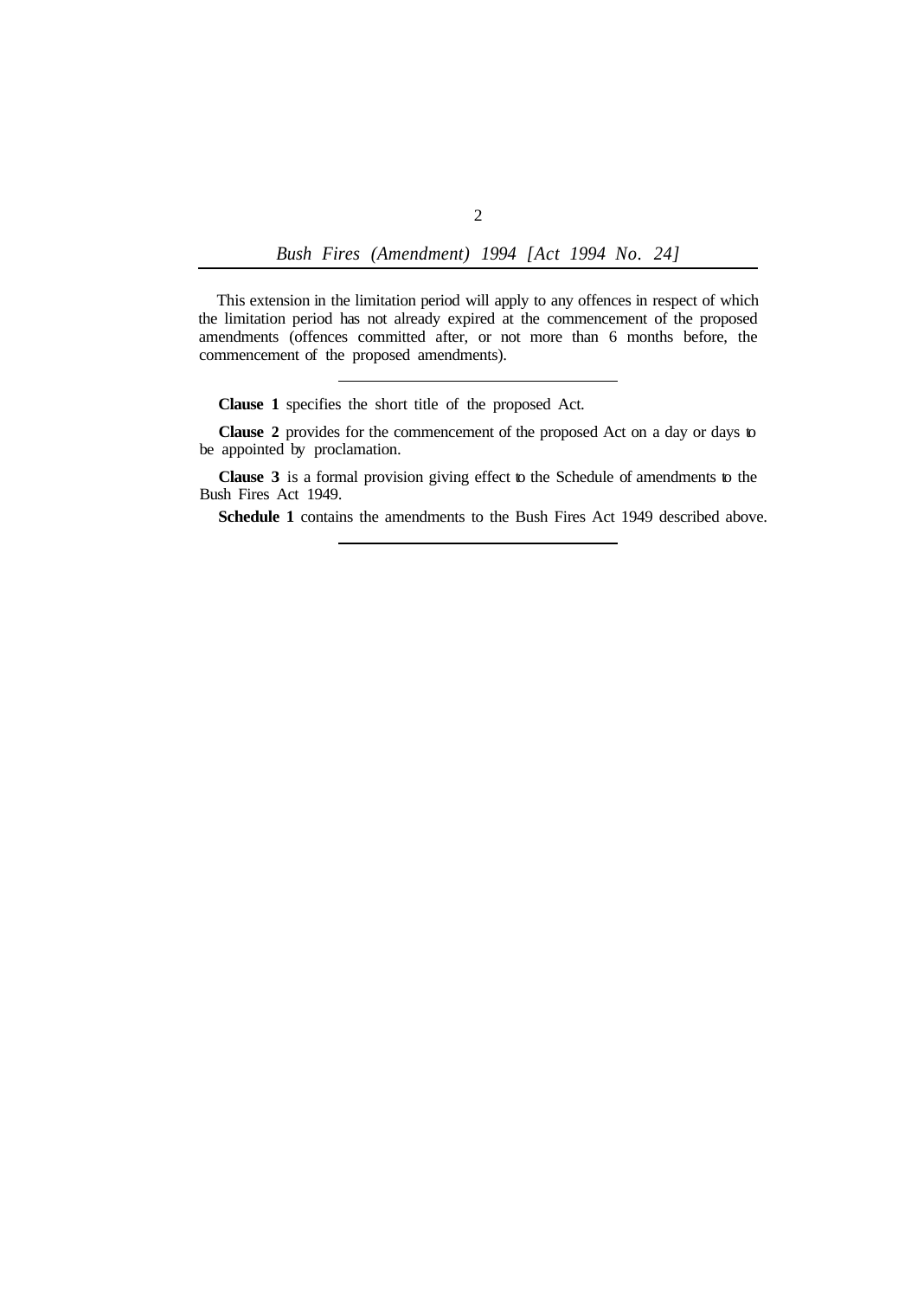This extension in the limitation period will apply to any offences in respect of which the limitation period has not already expired at the commencement of the proposed amendments (offences committed after, or not more than 6 months before, the commencement of the proposed amendments).

---

**Clause 1** specifies the short title of the proposed Act.

**Clause 2** provides for the commencement of the proposed Act on a day or days to be appointed by proclamation.

**Clause 3** is a formal provision giving effect to the Schedule of amendments to the Bush Fires Act 1949.

**Schedule 1** contains the amendments to the Bush Fires Act 1949 described above.

---